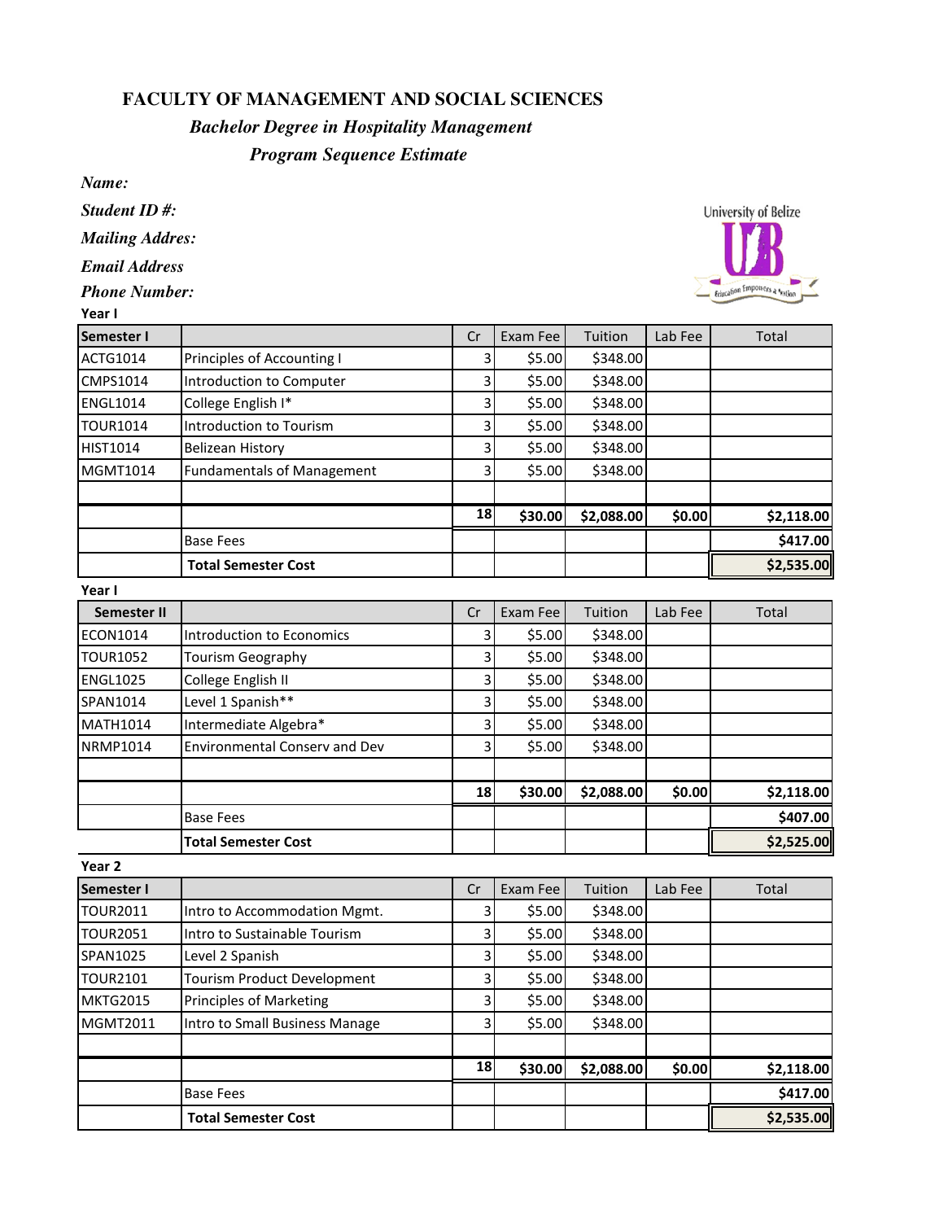# FACULTY OF MANAGEMENT AND SOCIAL SCIENCES

## *Bachelor Degree in Hospitality Management*

### *Program Sequence Estimate*

***Name:***

***Student ID #:***

***Mailing Addres:***

***Email Address***

***Phone Number:***

University of Belize

**Year I**

| Semester I | | Cr | Exam Fee | Tuition | Lab Fee | Total |
|---|---|---|---|---|---|---|
| ACTG1014 | Principles of Accounting I | 3 | $5.00 | $348.00 | | |
| CMPS1014 | Introduction to Computer | 3 | $5.00 | $348.00 | | |
| ENGL1014 | College English I* | 3 | $5.00 | $348.00 | | |
| TOUR1014 | Introduction to Tourism | 3 | $5.00 | $348.00 | | |
| HIST1014 | Belizean History | 3 | $5.00 | $348.00 | | |
| MGMT1014 | Fundamentals of Management | 3 | $5.00 | $348.00 | | |
| | | | | | | |
| | | **18** | **$30.00** | **$2,088.00** | **$0.00** | **$2,118.00** |
| | Base Fees | | | | | **$417.00** |
| | **Total Semester Cost** | | | | | **$2,535.00** |

**Year I**

| Semester II | | Cr | Exam Fee | Tuition | Lab Fee | Total |
|---|---|---|---|---|---|---|
| ECON1014 | Introduction to Economics | 3 | $5.00 | $348.00 | | |
| TOUR1052 | Tourism Geography | 3 | $5.00 | $348.00 | | |
| ENGL1025 | College English II | 3 | $5.00 | $348.00 | | |
| SPAN1014 | Level 1 Spanish** | 3 | $5.00 | $348.00 | | |
| MATH1014 | Intermediate Algebra* | 3 | $5.00 | $348.00 | | |
| NRMP1014 | Environmental Conserv and Dev | 3 | $5.00 | $348.00 | | |
| | | | | | | |
| | | **18** | **$30.00** | **$2,088.00** | **$0.00** | **$2,118.00** |
| | Base Fees | | | | | **$407.00** |
| | **Total Semester Cost** | | | | | **$2,525.00** |

**Year 2**

| Semester I | | Cr | Exam Fee | Tuition | Lab Fee | Total |
|---|---|---|---|---|---|---|
| TOUR2011 | Intro to Accommodation Mgmt. | 3 | $5.00 | $348.00 | | |
| TOUR2051 | Intro to Sustainable Tourism | 3 | $5.00 | $348.00 | | |
| SPAN1025 | Level 2 Spanish | 3 | $5.00 | $348.00 | | |
| TOUR2101 | Tourism Product Development | 3 | $5.00 | $348.00 | | |
| MKTG2015 | Principles of Marketing | 3 | $5.00 | $348.00 | | |
| MGMT2011 | Intro to Small Business Manage | 3 | $5.00 | $348.00 | | |
| | | | | | | |
| | | **18** | **$30.00** | **$2,088.00** | **$0.00** | **$2,118.00** |
| | Base Fees | | | | | **$417.00** |
| | **Total Semester Cost** | | | | | **$2,535.00** |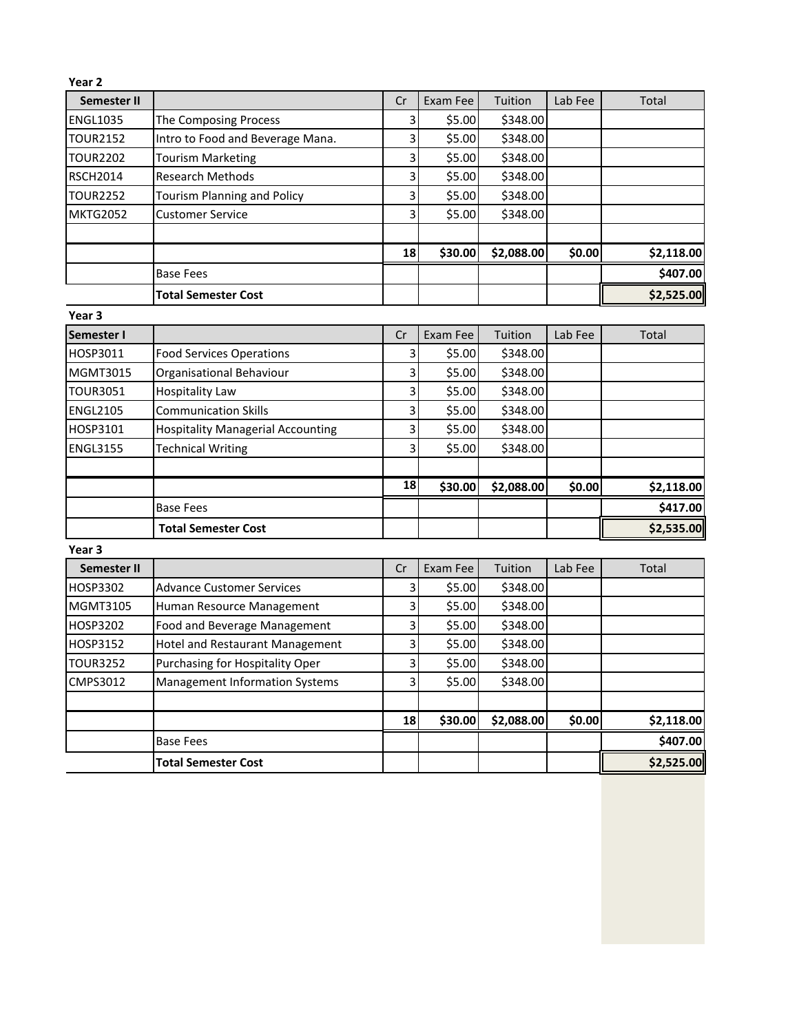**Year 2**

| Semester II | | Cr | Exam Fee | Tuition | Lab Fee | Total |
|---|---|---|---|---|---|---|
| ENGL1035 | The Composing Process | 3 | $5.00 | $348.00 | | |
| TOUR2152 | Intro to Food and Beverage Mana. | 3 | $5.00 | $348.00 | | |
| TOUR2202 | Tourism Marketing | 3 | $5.00 | $348.00 | | |
| RSCH2014 | Research Methods | 3 | $5.00 | $348.00 | | |
| TOUR2252 | Tourism Planning and Policy | 3 | $5.00 | $348.00 | | |
| MKTG2052 | Customer Service | 3 | $5.00 | $348.00 | | |
| | | | | | | |
| | | **18** | **$30.00** | **$2,088.00** | **$0.00** | **$2,118.00** |
| | Base Fees | | | | | **$407.00** |
| | **Total Semester Cost** | | | | | **$2,525.00** |

**Year 3**

| Semester I | | Cr | Exam Fee | Tuition | Lab Fee | Total |
|---|---|---|---|---|---|---|
| HOSP3011 | Food Services Operations | 3 | $5.00 | $348.00 | | |
| MGMT3015 | Organisational Behaviour | 3 | $5.00 | $348.00 | | |
| TOUR3051 | Hospitality Law | 3 | $5.00 | $348.00 | | |
| ENGL2105 | Communication Skills | 3 | $5.00 | $348.00 | | |
| HOSP3101 | Hospitality Managerial Accounting | 3 | $5.00 | $348.00 | | |
| ENGL3155 | Technical Writing | 3 | $5.00 | $348.00 | | |
| | | | | | | |
| | | **18** | **$30.00** | **$2,088.00** | **$0.00** | **$2,118.00** |
| | Base Fees | | | | | **$417.00** |
| | **Total Semester Cost** | | | | | **$2,535.00** |

**Year 3**

| Semester II | | Cr | Exam Fee | Tuition | Lab Fee | Total |
|---|---|---|---|---|---|---|
| HOSP3302 | Advance Customer Services | 3 | $5.00 | $348.00 | | |
| MGMT3105 | Human Resource Management | 3 | $5.00 | $348.00 | | |
| HOSP3202 | Food and Beverage Management | 3 | $5.00 | $348.00 | | |
| HOSP3152 | Hotel and Restaurant Management | 3 | $5.00 | $348.00 | | |
| TOUR3252 | Purchasing for Hospitality Oper | 3 | $5.00 | $348.00 | | |
| CMPS3012 | Management Information Systems | 3 | $5.00 | $348.00 | | |
| | | | | | | |
| | | **18** | **$30.00** | **$2,088.00** | **$0.00** | **$2,118.00** |
| | Base Fees | | | | | **$407.00** |
| | **Total Semester Cost** | | | | | **$2,525.00** |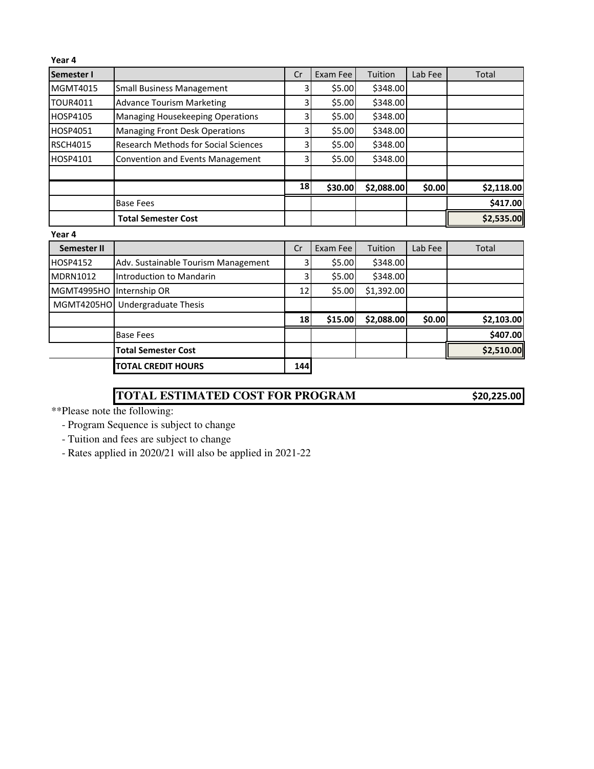**Year 4**

| Semester I | | Cr | Exam Fee | Tuition | Lab Fee | Total |
|---|---|---|---|---|---|---|
| MGMT4015 | Small Business Management | 3 | $5.00 | $348.00 | | |
| TOUR4011 | Advance Tourism Marketing | 3 | $5.00 | $348.00 | | |
| HOSP4105 | Managing Housekeeping Operations | 3 | $5.00 | $348.00 | | |
| HOSP4051 | Managing Front Desk Operations | 3 | $5.00 | $348.00 | | |
| RSCH4015 | Research Methods for Social Sciences | 3 | $5.00 | $348.00 | | |
| HOSP4101 | Convention and Events Management | 3 | $5.00 | $348.00 | | |
| | | | | | | |
| | | **18** | **$30.00** | **$2,088.00** | **$0.00** | **$2,118.00** |
| | Base Fees | | | | | **$417.00** |
| | **Total Semester Cost** | | | | | **$2,535.00** |

**Year 4**

| Semester II | | Cr | Exam Fee | Tuition | Lab Fee | Total |
|---|---|---|---|---|---|---|
| HOSP4152 | Adv. Sustainable Tourism Management | 3 | $5.00 | $348.00 | | |
| MDRN1012 | Introduction to Mandarin | 3 | $5.00 | $348.00 | | |
| MGMT4995HO | Internship OR | 12 | $5.00 | $1,392.00 | | |
| MGMT4205HO | Undergraduate Thesis | | | | | |
| | | **18** | **$15.00** | **$2,088.00** | **$0.00** | **$2,103.00** |
| | Base Fees | | | | | **$407.00** |
| | **Total Semester Cost** | | | | | **$2,510.00** |
| | **TOTAL CREDIT HOURS** | **144** | | | | |

| **TOTAL ESTIMATED COST FOR PROGRAM** | **$20,225.00** |
|---|---|

**Please note the following:

- Program Sequence is subject to change
- Tuition and fees are subject to change
- Rates applied in 2020/21 will also be applied in 2021-22